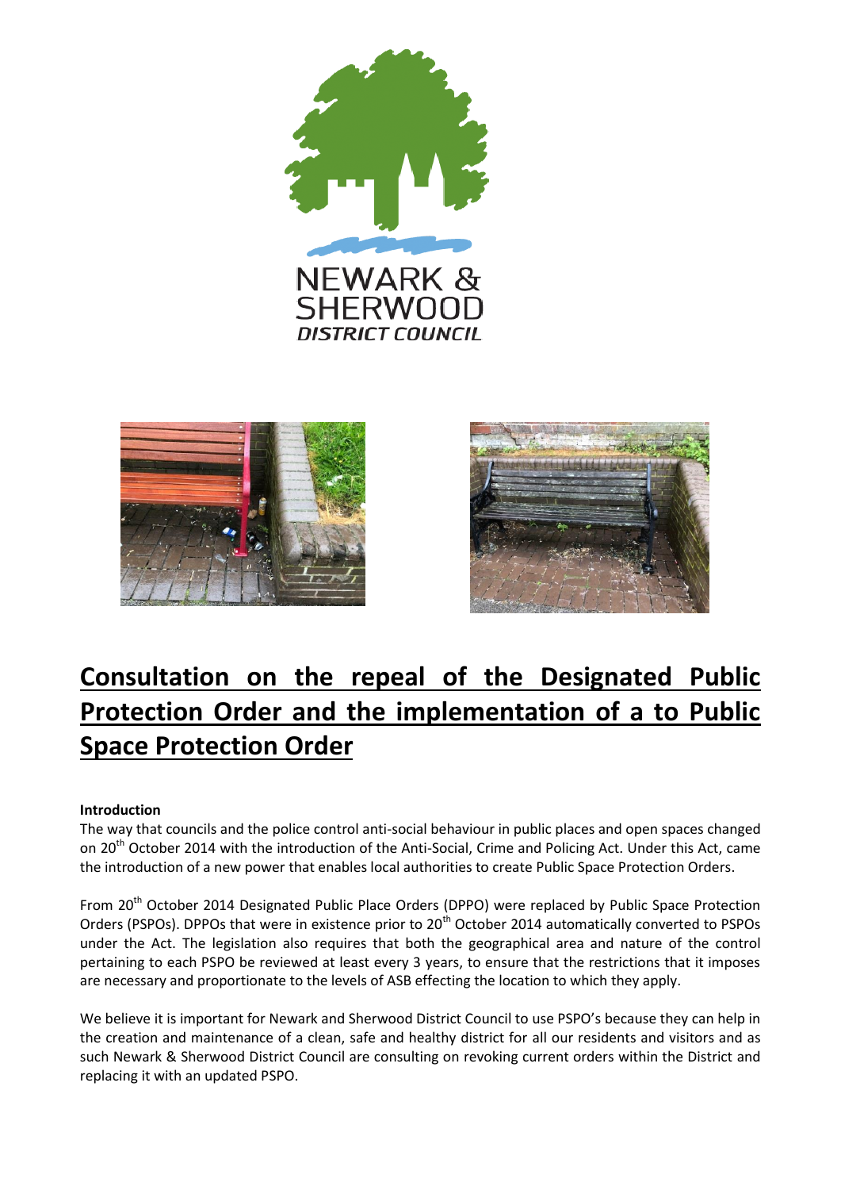NEWARK & SHERWOOD DISTRICT COUNCIL

# Consultation on the repeal of the Designated Public Protection Order and the implementation of a to Public Space Protection Order

**Introduction**

The way that councils and the police control anti-social behaviour in public places and open spaces changed on 20th October 2014 with the introduction of the Anti-Social, Crime and Policing Act. Under this Act, came the introduction of a new power that enables local authorities to create Public Space Protection Orders.

From 20th October 2014 Designated Public Place Orders (DPPO) were replaced by Public Space Protection Orders (PSPOs). DPPOs that were in existence prior to 20th October 2014 automatically converted to PSPOs under the Act. The legislation also requires that both the geographical area and nature of the control pertaining to each PSPO be reviewed at least every 3 years, to ensure that the restrictions that it imposes are necessary and proportionate to the levels of ASB effecting the location to which they apply.

We believe it is important for Newark and Sherwood District Council to use PSPO's because they can help in the creation and maintenance of a clean, safe and healthy district for all our residents and visitors and as such Newark & Sherwood District Council are consulting on revoking current orders within the District and replacing it with an updated PSPO.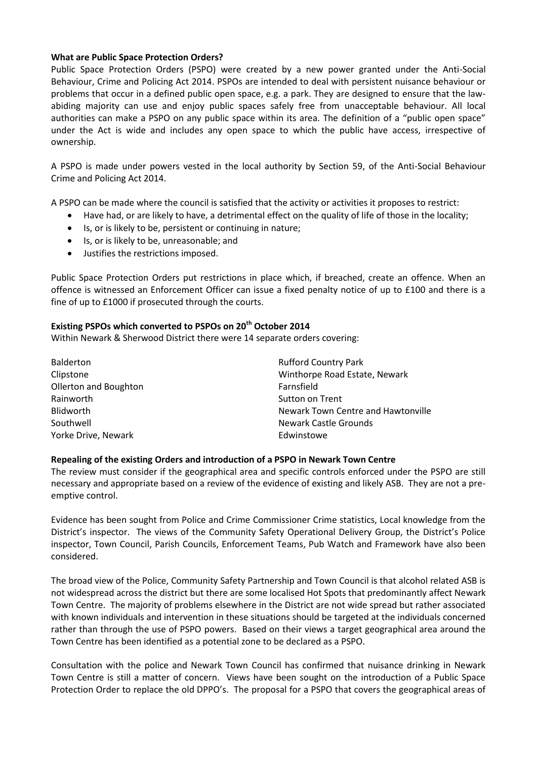**What are Public Space Protection Orders?**

Public Space Protection Orders (PSPO) were created by a new power granted under the Anti-Social Behaviour, Crime and Policing Act 2014. PSPOs are intended to deal with persistent nuisance behaviour or problems that occur in a defined public open space, e.g. a park. They are designed to ensure that the law-abiding majority can use and enjoy public spaces safely free from unacceptable behaviour. All local authorities can make a PSPO on any public space within its area. The definition of a "public open space" under the Act is wide and includes any open space to which the public have access, irrespective of ownership.

A PSPO is made under powers vested in the local authority by Section 59, of the Anti-Social Behaviour Crime and Policing Act 2014.

A PSPO can be made where the council is satisfied that the activity or activities it proposes to restrict:

- Have had, or are likely to have, a detrimental effect on the quality of life of those in the locality;
- Is, or is likely to be, persistent or continuing in nature;
- Is, or is likely to be, unreasonable; and
- Justifies the restrictions imposed.

Public Space Protection Orders put restrictions in place which, if breached, create an offence. When an offence is witnessed an Enforcement Officer can issue a fixed penalty notice of up to £100 and there is a fine of up to £1000 if prosecuted through the courts.

**Existing PSPOs which converted to PSPOs on 20th October 2014**

Within Newark & Sherwood District there were 14 separate orders covering:

Balderton
Clipstone
Ollerton and Boughton
Rainworth
Blidworth
Southwell
Yorke Drive, Newark
Rufford Country Park
Winthorpe Road Estate, Newark
Farnsfield
Sutton on Trent
Newark Town Centre and Hawtonville
Newark Castle Grounds
Edwinstowe

**Repealing of the existing Orders and introduction of a PSPO in Newark Town Centre**

The review must consider if the geographical area and specific controls enforced under the PSPO are still necessary and appropriate based on a review of the evidence of existing and likely ASB. They are not a pre-emptive control.

Evidence has been sought from Police and Crime Commissioner Crime statistics, Local knowledge from the District's inspector. The views of the Community Safety Operational Delivery Group, the District's Police inspector, Town Council, Parish Councils, Enforcement Teams, Pub Watch and Framework have also been considered.

The broad view of the Police, Community Safety Partnership and Town Council is that alcohol related ASB is not widespread across the district but there are some localised Hot Spots that predominantly affect Newark Town Centre. The majority of problems elsewhere in the District are not wide spread but rather associated with known individuals and intervention in these situations should be targeted at the individuals concerned rather than through the use of PSPO powers. Based on their views a target geographical area around the Town Centre has been identified as a potential zone to be declared as a PSPO.

Consultation with the police and Newark Town Council has confirmed that nuisance drinking in Newark Town Centre is still a matter of concern. Views have been sought on the introduction of a Public Space Protection Order to replace the old DPPO's. The proposal for a PSPO that covers the geographical areas of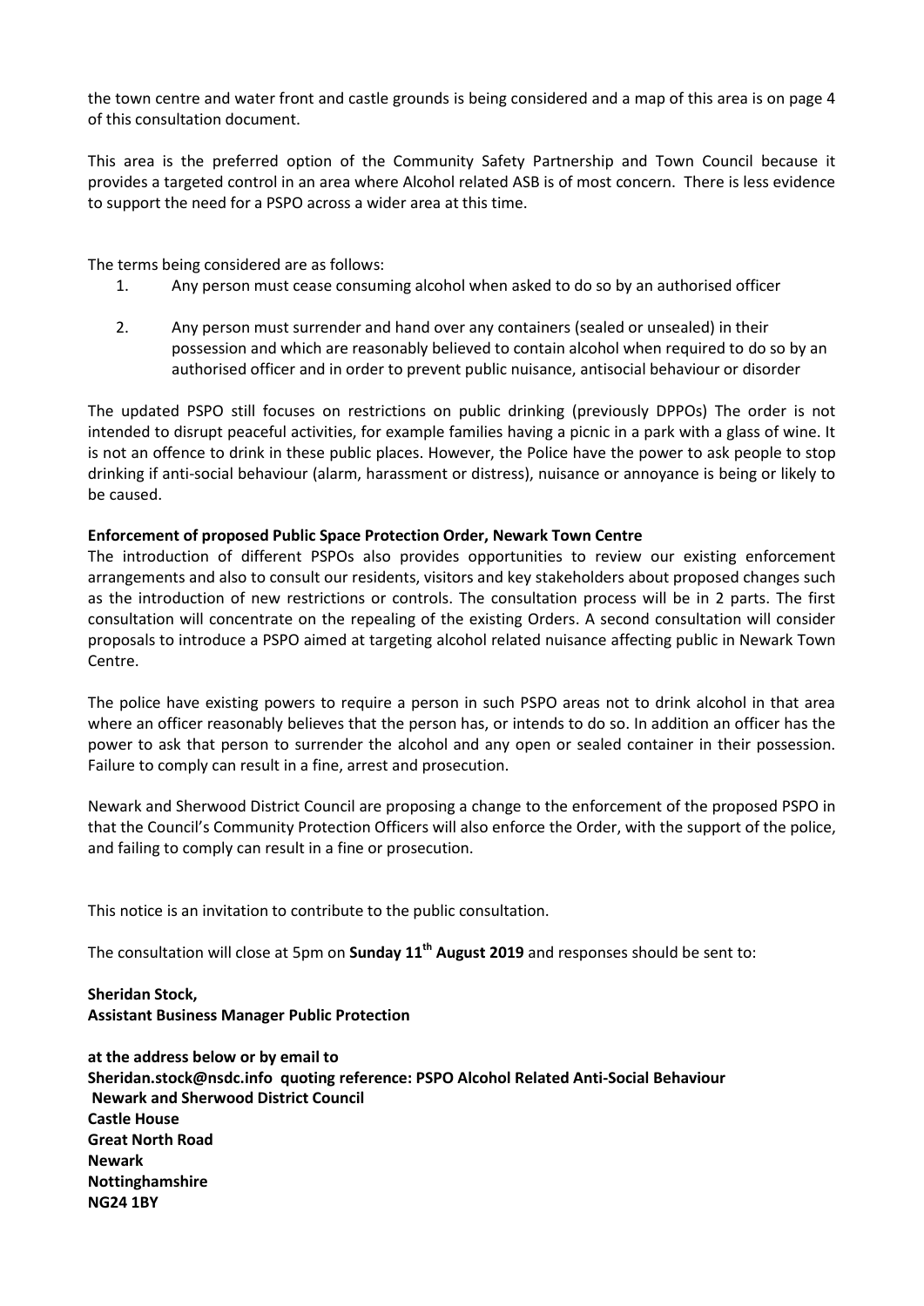the town centre and water front and castle grounds is being considered and a map of this area is on page 4 of this consultation document.

This area is the preferred option of the Community Safety Partnership and Town Council because it provides a targeted control in an area where Alcohol related ASB is of most concern. There is less evidence to support the need for a PSPO across a wider area at this time.

The terms being considered are as follows:

1. Any person must cease consuming alcohol when asked to do so by an authorised officer
2. Any person must surrender and hand over any containers (sealed or unsealed) in their possession and which are reasonably believed to contain alcohol when required to do so by an authorised officer and in order to prevent public nuisance, antisocial behaviour or disorder

The updated PSPO still focuses on restrictions on public drinking (previously DPPOs) The order is not intended to disrupt peaceful activities, for example families having a picnic in a park with a glass of wine. It is not an offence to drink in these public places. However, the Police have the power to ask people to stop drinking if anti-social behaviour (alarm, harassment or distress), nuisance or annoyance is being or likely to be caused.

**Enforcement of proposed Public Space Protection Order, Newark Town Centre**

The introduction of different PSPOs also provides opportunities to review our existing enforcement arrangements and also to consult our residents, visitors and key stakeholders about proposed changes such as the introduction of new restrictions or controls. The consultation process will be in 2 parts. The first consultation will concentrate on the repealing of the existing Orders. A second consultation will consider proposals to introduce a PSPO aimed at targeting alcohol related nuisance affecting public in Newark Town Centre.

The police have existing powers to require a person in such PSPO areas not to drink alcohol in that area where an officer reasonably believes that the person has, or intends to do so. In addition an officer has the power to ask that person to surrender the alcohol and any open or sealed container in their possession. Failure to comply can result in a fine, arrest and prosecution.

Newark and Sherwood District Council are proposing a change to the enforcement of the proposed PSPO in that the Council's Community Protection Officers will also enforce the Order, with the support of the police, and failing to comply can result in a fine or prosecution.

This notice is an invitation to contribute to the public consultation.

The consultation will close at 5pm on **Sunday 11th August 2019** and responses should be sent to:

**Sheridan Stock,**
**Assistant Business Manager Public Protection**

**at the address below or by email to**
**Sheridan.stock@nsdc.info quoting reference: PSPO Alcohol Related Anti-Social Behaviour**
**Newark and Sherwood District Council**
**Castle House**
**Great North Road**
**Newark**
**Nottinghamshire**
**NG24 1BY**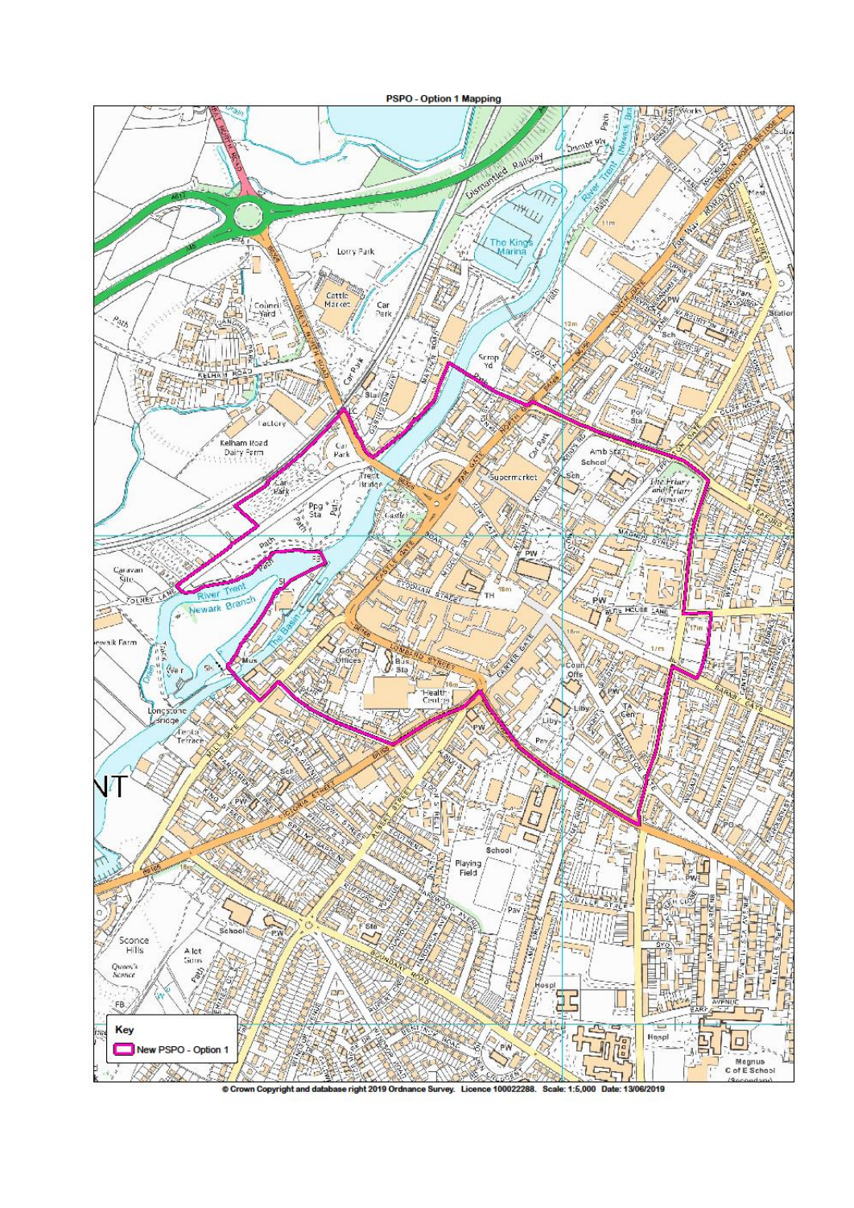PSPO - Option 1 Mapping

Key

New PSPO - Option 1

© Crown Copyright and database right 2019 Ordnance Survey. Licence 100022288. Scale: 1:5,000 Date: 13/06/2019